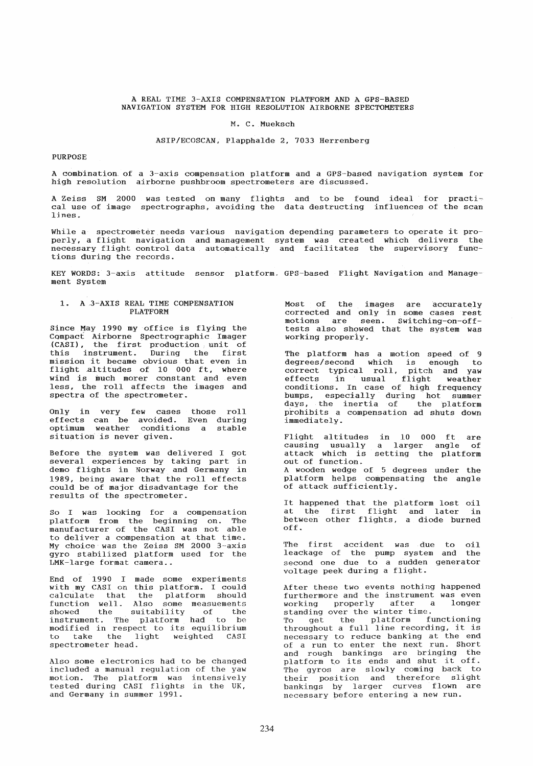# A REAL TIME 3-AXIS COMPENSATION PLATFORM AND A GPS-BASED NAVIGATION SYSTEM FOR HIGH RESOLUTION AIRBORNE SPECTOMETERS

M. C. Mueksch

ASIP/ECOSCAN, Plapphalde 2, 7033 Herrenberg

## PURPOSE

A combination of a 3-axis compensation platform and a GPS-based navigation system for high resolution airborne pushbroom spectrometers are discussed.

A Zeiss SM 2000 was tested on many flights and to be found ideal for practical use of image spectrographs, avoiding the data destructing influences of the scan lines.

While a spectrometer needs various navigation depending parameters to operate it properly, a flight navigation and management system was created which delivers the necessary flight control data automatically and facilitates the supervisory functions during the records.

KEY WORDS: 3-axis attitude sensor platform. GPS-based Flight Navigation and Management System

## 1. A 3-AXIS REAL TIME COMPENSATION PLATFORM

Since May 1990 my office is flying the Compact Airborne Spectrographic Imager (CASI), the first production unit of this instrument. During the first mission it became obvious that even in flight altitudes of 10 000 ft, where wind is much morer constant and even less, the roll affects the images and spectra of the spectrometer.

Only in very few cases those roll effects can be avoided. Even during optimum weather conditions a stable situation is never given.

Before the system was delivered I got several experiences by taking part in demo flights in Norway and Germany in 1989, being aware that the roll effects could be of major disadvantage for the results of the spectrometer.

So I was looking for a compensation platform from the beginning on. The manufacturer of the CASI was not able to deliver a compensation at that time. My choice was the Zeiss SM 2000 3-axis gyro stabilized platform used for the LMK-large format camera..

End of 1990 I made some experiments with my CASI on this platform. I could calculate that the platform should function well. Also some measuements showed the suitability of the instrument. The platform had to be modified in respect to its equilibrium to take the light weighted CASI spectrometer head.

Also some electronics had to be changed included a manual regulation of the yaw motion. The platform was intensively tested during CASI flights in the UK, and Germany in summer 1991.

Most of the images are accurately corrected and only in some cases rest motions are seen. Switching-on-off-tests also showed that the system was working properly.

The platform has a motion speed of 9 degrees/second which is enough to correct typical roll, pitch and yaw effects in usual flight weather conditions. In case of high frequency bumps, especially during hot summer days, the inertia of the platform prohibits a compensation ad shuts down immediately.

Flight altitudes in 10 000 ft are causing usually a larger angle of attack which is setting the platform out of function.
A wooden wedge of 5 degrees under the platform helps compensating the angle of attack sufficiently.

It happened that the platform lost oil at the first flight and later in between other flights, a diode burned off.

The first accident was due to oil leackage of the pump system and the second one due to a sudden generator voltage peek during a flight.

After these two events nothing happened furthermore and the instrument was even working properly after a longer standing over the winter time.
To get the platform functioning throughout a full line recording, it is necessary to reduce banking at the end of a run to enter the next run. Short and rough bankings are bringing the platform to its ends and shut it off. The gyros are slowly coming back to their position and therefore slight bankings by larger curves flown are necessary before entering a new run.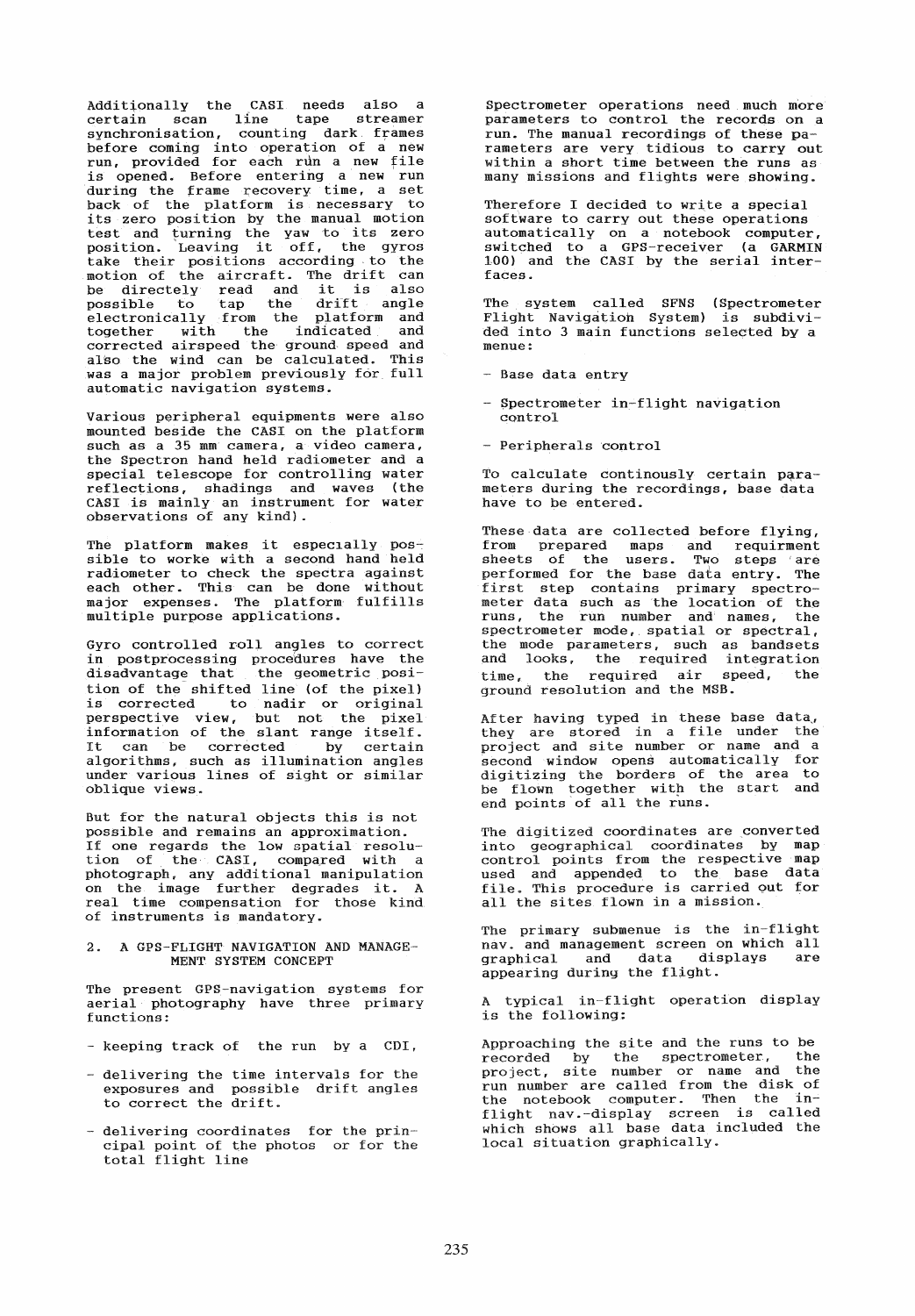Additionally the CASI needs also a certain scan line tape streamer synchronisation, counting dark frames before coming into operation of a new run, provided for each run a new file is opened. Before entering a new run during the frame recovery time, a set back of the platform is necessary to its zero position by the manual motion test and turning the yaw to its zero position. Leaving it off, the gyros take their positions according to the motion of the aircraft. The drift can be directely read and it is also possible to tap the drift angle electronically from the platform and together with the indicated and corrected airspeed the ground speed and also the wind can be calculated. This was a major problem previously for full automatic navigation systems.

Various peripheral equipments were also mounted beside the CASI on the platform such as a 35 mm camera, a video camera, the Spectron hand held radiometer and a special telescope for controlling water reflections, shadings and waves (the CASI is mainly an instrument for water observations of any kind).

The platform makes it especially possible to worke with a second hand held radiometer to check the spectra against each other. This can be done without major expenses. The platform fulfills multiple purpose applications.

Gyro controlled roll angles to correct in postprocessing procedures have the disadvantage that the geometric position of the shifted line (of the pixel) is corrected to nadir or original perspective view, but not the pixel information of the slant range itself. It can be corrected by certain algorithms, such as illumination angles under various lines of sight or similar oblique views.

But for the natural objects this is not possible and remains an approximation. If one regards the low spatial resolution of the CASI, compared with a photograph, any additional manipulation on the image further degrades it. A real time compensation for those kind of instruments is mandatory.

## 2. A GPS-FLIGHT NAVIGATION AND MANAGEMENT SYSTEM CONCEPT

The present GPS-navigation systems for aerial photography have three primary functions:

- keeping track of the run by a CDI,
- delivering the time intervals for the exposures and possible drift angles to correct the drift.
- delivering coordinates for the principal point of the photos or for the total flight line

Spectrometer operations need much more parameters to control the records on a run. The manual recordings of these parameters are very tidious to carry out within a short time between the runs as many missions and flights were showing.

Therefore I decided to write a special software to carry out these operations automatically on a notebook computer, switched to a GPS-receiver (a GARMIN 100) and the CASI by the serial interfaces.

The system called SFNS (Spectrometer Flight Navigation System) is subdivided into 3 main functions selected by a menue:

- Base data entry
- Spectrometer in-flight navigation control
- Peripherals control

To calculate continously certain parameters during the recordings, base data have to be entered.

These data are collected before flying, from prepared maps and requirment sheets of the users. Two steps are performed for the base data entry. The first step contains primary spectrometer data such as the location of the runs, the run number and names, the spectrometer mode, spatial or spectral, the mode parameters, such as bandsets and looks, the required integration time, the required air speed, the ground resolution and the MSB.

After having typed in these base data, they are stored in a file under the project and site number or name and a second window opens automatically for digitizing the borders of the area to be flown together with the start and end points of all the runs.

The digitized coordinates are converted into geographical coordinates by map control points from the respective map used and appended to the base data file. This procedure is carried out for all the sites flown in a mission.

The primary submenue is the in-flight nav. and management screen on which all graphical and data displays are appearing during the flight.

A typical in-flight operation display is the following:

Approaching the site and the runs to be recorded by the spectrometer, the project, site number or name and the run number are called from the disk of the notebook computer. Then the in-flight nav.-display screen is called which shows all base data included the local situation graphically.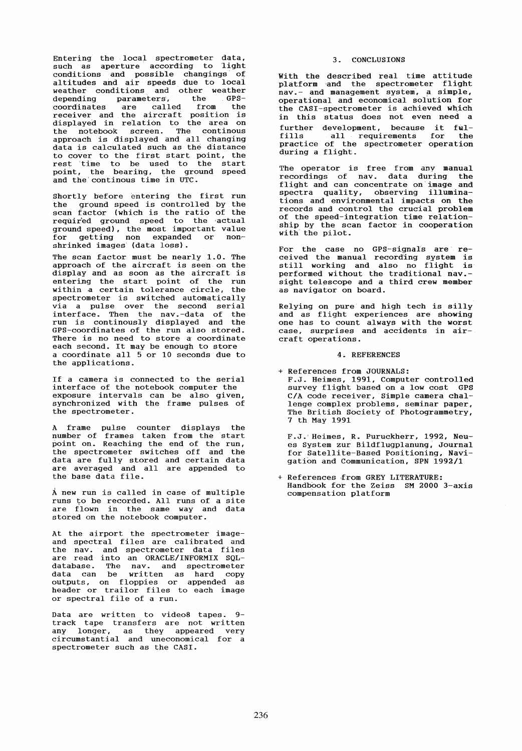Entering the local spectrometer data, such as aperture according to light conditions and possible changings of altitudes and air speeds due to local weather conditions and other weather depending parameters, the GPS-coordinates are called from the receiver and the aircraft position is displayed in relation to the area on the notebook screen. The continous approach is displayed and all changing data is calculated such as the distance to cover to the first start point, the rest time to be used to the start point, the bearing, the ground speed and the continous time in UTC.

Shortly before entering the first run the ground speed is controlled by the scan factor (which is the ratio of the required ground speed to the actual ground speed), the most important value for getting non expanded or non-shrinked images (data loss).

The scan factor must be nearly 1.0. The approach of the aircraft is seen on the display and as soon as the aircraft is entering the start point of the run within a certain tolerance circle, the spectrometer is switched automatically via a pulse over the second serial interface. Then the nav.-data of the run is continously displayed and the GPS-coordinates of the run also stored. There is no need to store a coordinate each second. It may be enough to store a coordinate all 5 or 10 seconds due to the applications.

If a camera is connected to the serial interface of the notebook computer the exposure intervals can be also given, synchronized with the frame pulses of the spectrometer.

A frame pulse counter displays the number of frames taken from the start point on. Reaching the end of the run, the spectrometer switches off and the data are fully stored and certain data are averaged and all are appended to the base data file.

A new run is called in case of multiple runs to be recorded. All runs of a site are flown in the same way and data stored on the notebook computer.

At the airport the spectrometer image- and spectral files are calibrated and the nav. and spectrometer data files are read into an ORACLE/INFORMIX SQL-database. The nav. and spectrometer data can be written as hard copy outputs, on floppies or appended as header or trailor files to each image or spectral file of a run.

Data are written to video8 tapes. 9-track tape transfers are not written any longer, as they appeared very circumstantial and uneconomical for a spectrometer such as the CASI.

## 3. CONCLUSIONS

With the described real time attitude platform and the spectrometer flight nav.- and management system, a simple, operational and economical solution for the CASI-spectrometer is achieved which in this status does not even need a further development, because it fulfills all requirements for the practice of the spectrometer operation during a flight.

The operator is free from any manual recordings of nav. data during the flight and can concentrate on image and spectra quality, observing illuminations and environmental impacts on the records and control the crucial problem of the speed-integration time relationship by the scan factor in cooperation with the pilot.

For the case no GPS-signals are received the manual recording system is still working and also no flight is performed without the traditional nav.-sight telescope and a third crew member as navigator on board.

Relying on pure and high tech is silly and as flight experiences are showing one has to count always with the worst case, surprises and accidents in aircraft operations.

## 4. REFERENCES

+ References from JOURNALS:
  F.J. Heimes, 1991, Computer controlled survey flight based on a low cost GPS C/A code receiver, Simple camera challenge complex problems, seminar paper, The British Society of Photogrammetry, 7 th May 1991

  F.J. Heimes, R. Puruckherr, 1992, Neues System zur Bildflugplanung, Journal for Satellite-Based Positioning, Navigation and Communication, SPN 1992/1

+ References from GREY LITERATURE:
  Handbook for the Zeiss SM 2000 3-axis compensation platform